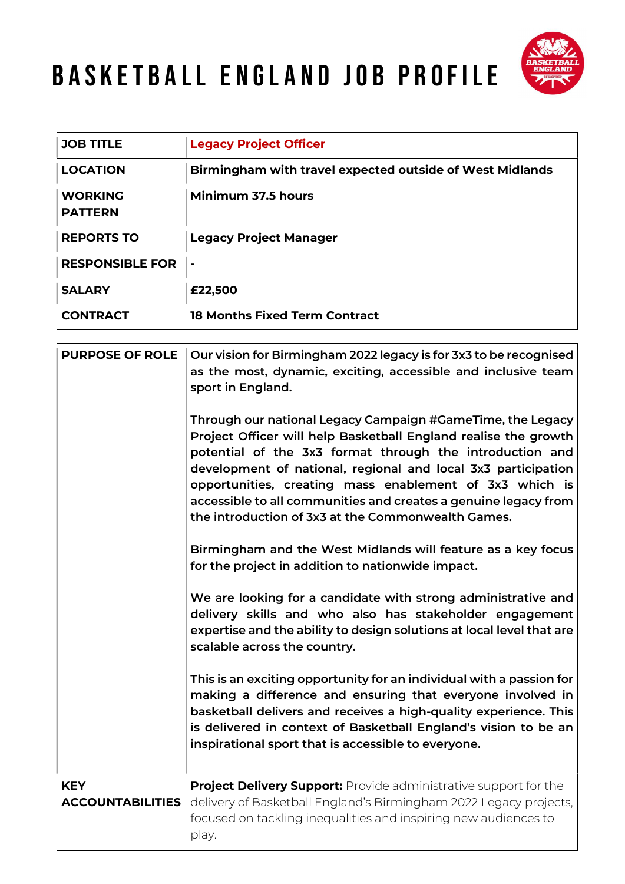# BASKETBALL ENGLAND JOB PROFILE

| | |
|---|---|
| **JOB TITLE** | **Legacy Project Officer** |
| **LOCATION** | **Birmingham with travel expected outside of West Midlands** |
| **WORKING PATTERN** | **Minimum 37.5 hours** |
| **REPORTS TO** | **Legacy Project Manager** |
| **RESPONSIBLE FOR** | **-** |
| **SALARY** | **£22,500** |
| **CONTRACT** | **18 Months Fixed Term Contract** |

| | |
|---|---|
| **PURPOSE OF ROLE** | **Our vision for Birmingham 2022 legacy is for 3x3 to be recognised as the most, dynamic, exciting, accessible and inclusive team sport in England.**<br><br>**Through our national Legacy Campaign #GameTime, the Legacy Project Officer will help Basketball England realise the growth potential of the 3x3 format through the introduction and development of national, regional and local 3x3 participation opportunities, creating mass enablement of 3x3 which is accessible to all communities and creates a genuine legacy from the introduction of 3x3 at the Commonwealth Games.**<br><br>**Birmingham and the West Midlands will feature as a key focus for the project in addition to nationwide impact.**<br><br>**We are looking for a candidate with strong administrative and delivery skills and who also has stakeholder engagement expertise and the ability to design solutions at local level that are scalable across the country.**<br><br>**This is an exciting opportunity for an individual with a passion for making a difference and ensuring that everyone involved in basketball delivers and receives a high-quality experience. This is delivered in context of Basketball England's vision to be an inspirational sport that is accessible to everyone.** |
| **KEY ACCOUNTABILITIES** | **Project Delivery Support:** Provide administrative support for the delivery of Basketball England's Birmingham 2022 Legacy projects, focused on tackling inequalities and inspiring new audiences to play. |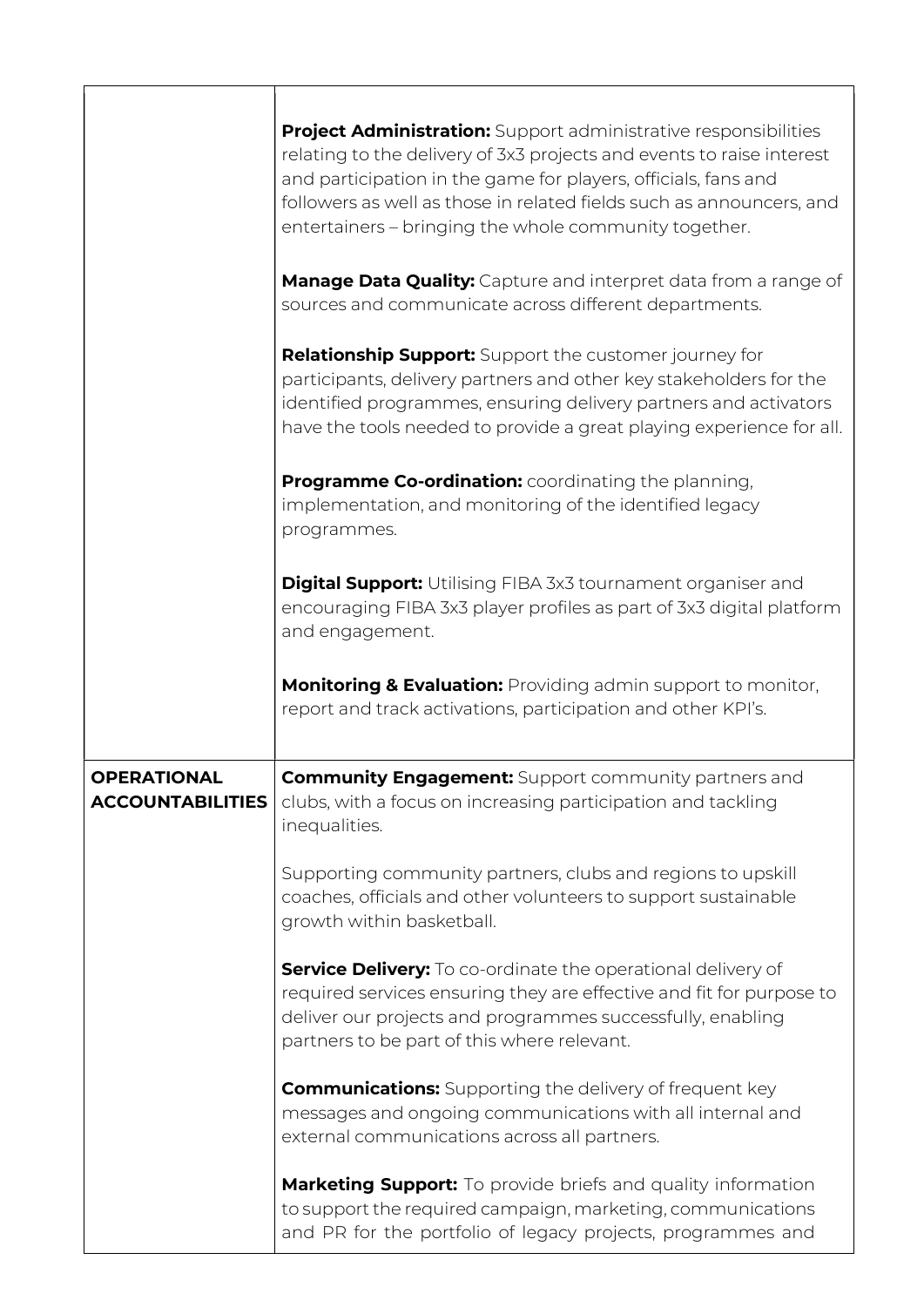| | |
|---|---|
| | **Project Administration:** Support administrative responsibilities relating to the delivery of 3x3 projects and events to raise interest and participation in the game for players, officials, fans and followers as well as those in related fields such as announcers, and entertainers – bringing the whole community together.<br><br>**Manage Data Quality:** Capture and interpret data from a range of sources and communicate across different departments.<br><br>**Relationship Support:** Support the customer journey for participants, delivery partners and other key stakeholders for the identified programmes, ensuring delivery partners and activators have the tools needed to provide a great playing experience for all.<br><br>**Programme Co-ordination:** coordinating the planning, implementation, and monitoring of the identified legacy programmes.<br><br>**Digital Support:** Utilising FIBA 3x3 tournament organiser and encouraging FIBA 3x3 player profiles as part of 3x3 digital platform and engagement.<br><br>**Monitoring & Evaluation:** Providing admin support to monitor, report and track activations, participation and other KPI's. |
| **OPERATIONAL ACCOUNTABILITIES** | **Community Engagement:** Support community partners and clubs, with a focus on increasing participation and tackling inequalities.<br><br>Supporting community partners, clubs and regions to upskill coaches, officials and other volunteers to support sustainable growth within basketball.<br><br>**Service Delivery:** To co-ordinate the operational delivery of required services ensuring they are effective and fit for purpose to deliver our projects and programmes successfully, enabling partners to be part of this where relevant.<br><br>**Communications:** Supporting the delivery of frequent key messages and ongoing communications with all internal and external communications across all partners.<br><br>**Marketing Support:** To provide briefs and quality information to support the required campaign, marketing, communications and PR for the portfolio of legacy projects, programmes and |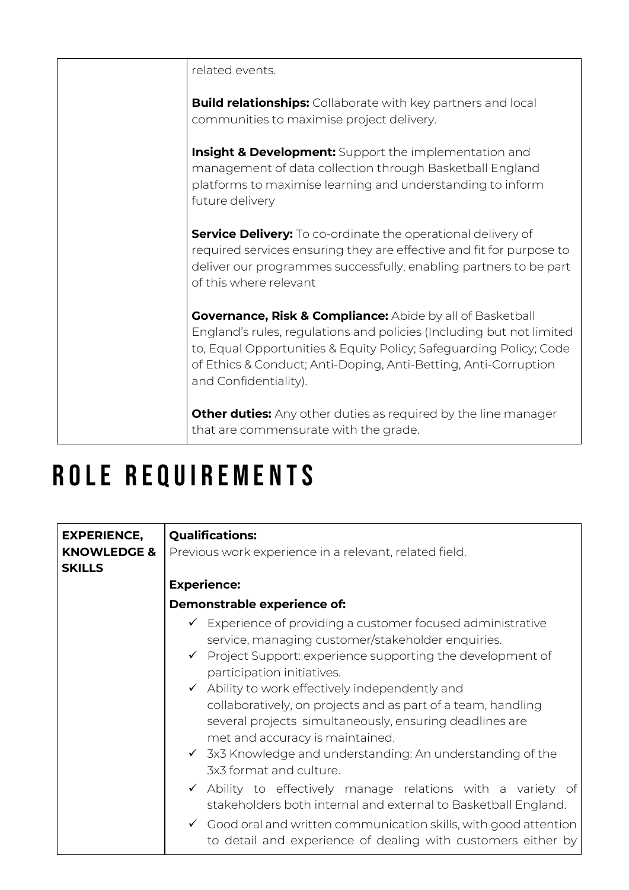| | |
|---|---|
| | related events.<br><br>**Build relationships:** Collaborate with key partners and local communities to maximise project delivery.<br><br>**Insight & Development:** Support the implementation and management of data collection through Basketball England platforms to maximise learning and understanding to inform future delivery<br><br>**Service Delivery:** To co-ordinate the operational delivery of required services ensuring they are effective and fit for purpose to deliver our programmes successfully, enabling partners to be part of this where relevant<br><br>**Governance, Risk & Compliance:** Abide by all of Basketball England's rules, regulations and policies (Including but not limited to, Equal Opportunities & Equity Policy; Safeguarding Policy; Code of Ethics & Conduct; Anti-Doping, Anti-Betting, Anti-Corruption and Confidentiality).<br><br>**Other duties:** Any other duties as required by the line manager that are commensurate with the grade. |

# ROLE REQUIREMENTS

| | |
|---|---|
| **EXPERIENCE, KNOWLEDGE & SKILLS** | **Qualifications:**<br>Previous work experience in a relevant, related field.<br><br>**Experience:**<br>**Demonstrable experience of:**<br>✓ Experience of providing a customer focused administrative service, managing customer/stakeholder enquiries.<br>✓ Project Support: experience supporting the development of participation initiatives.<br>✓ Ability to work effectively independently and collaboratively, on projects and as part of a team, handling several projects simultaneously, ensuring deadlines are met and accuracy is maintained.<br>✓ 3x3 Knowledge and understanding: An understanding of the 3x3 format and culture.<br>✓ Ability to effectively manage relations with a variety of stakeholders both internal and external to Basketball England.<br>✓ Good oral and written communication skills, with good attention to detail and experience of dealing with customers either by |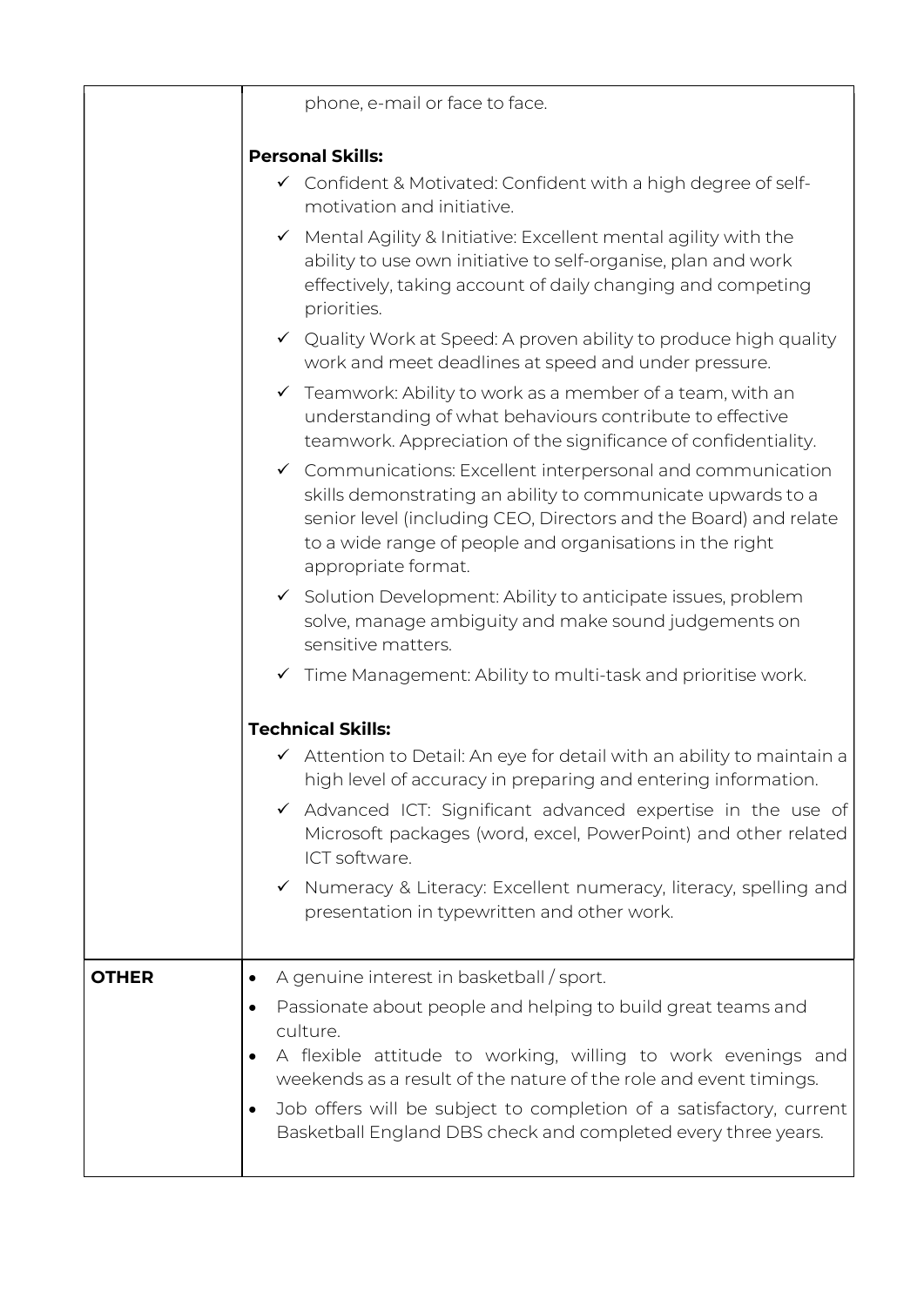| | |
|---|---|
| | phone, e-mail or face to face.<br><br>**Personal Skills:**<br>✓ Confident & Motivated: Confident with a high degree of self-motivation and initiative.<br>✓ Mental Agility & Initiative: Excellent mental agility with the ability to use own initiative to self-organise, plan and work effectively, taking account of daily changing and competing priorities.<br>✓ Quality Work at Speed: A proven ability to produce high quality work and meet deadlines at speed and under pressure.<br>✓ Teamwork: Ability to work as a member of a team, with an understanding of what behaviours contribute to effective teamwork. Appreciation of the significance of confidentiality.<br>✓ Communications: Excellent interpersonal and communication skills demonstrating an ability to communicate upwards to a senior level (including CEO, Directors and the Board) and relate to a wide range of people and organisations in the right appropriate format.<br>✓ Solution Development: Ability to anticipate issues, problem solve, manage ambiguity and make sound judgements on sensitive matters.<br>✓ Time Management: Ability to multi-task and prioritise work.<br><br>**Technical Skills:**<br>✓ Attention to Detail: An eye for detail with an ability to maintain a high level of accuracy in preparing and entering information.<br>✓ Advanced ICT: Significant advanced expertise in the use of Microsoft packages (word, excel, PowerPoint) and other related ICT software.<br>✓ Numeracy & Literacy: Excellent numeracy, literacy, spelling and presentation in typewritten and other work. |
| **OTHER** | • A genuine interest in basketball / sport.<br>• Passionate about people and helping to build great teams and culture.<br>• A flexible attitude to working, willing to work evenings and weekends as a result of the nature of the role and event timings.<br>• Job offers will be subject to completion of a satisfactory, current Basketball England DBS check and completed every three years. |